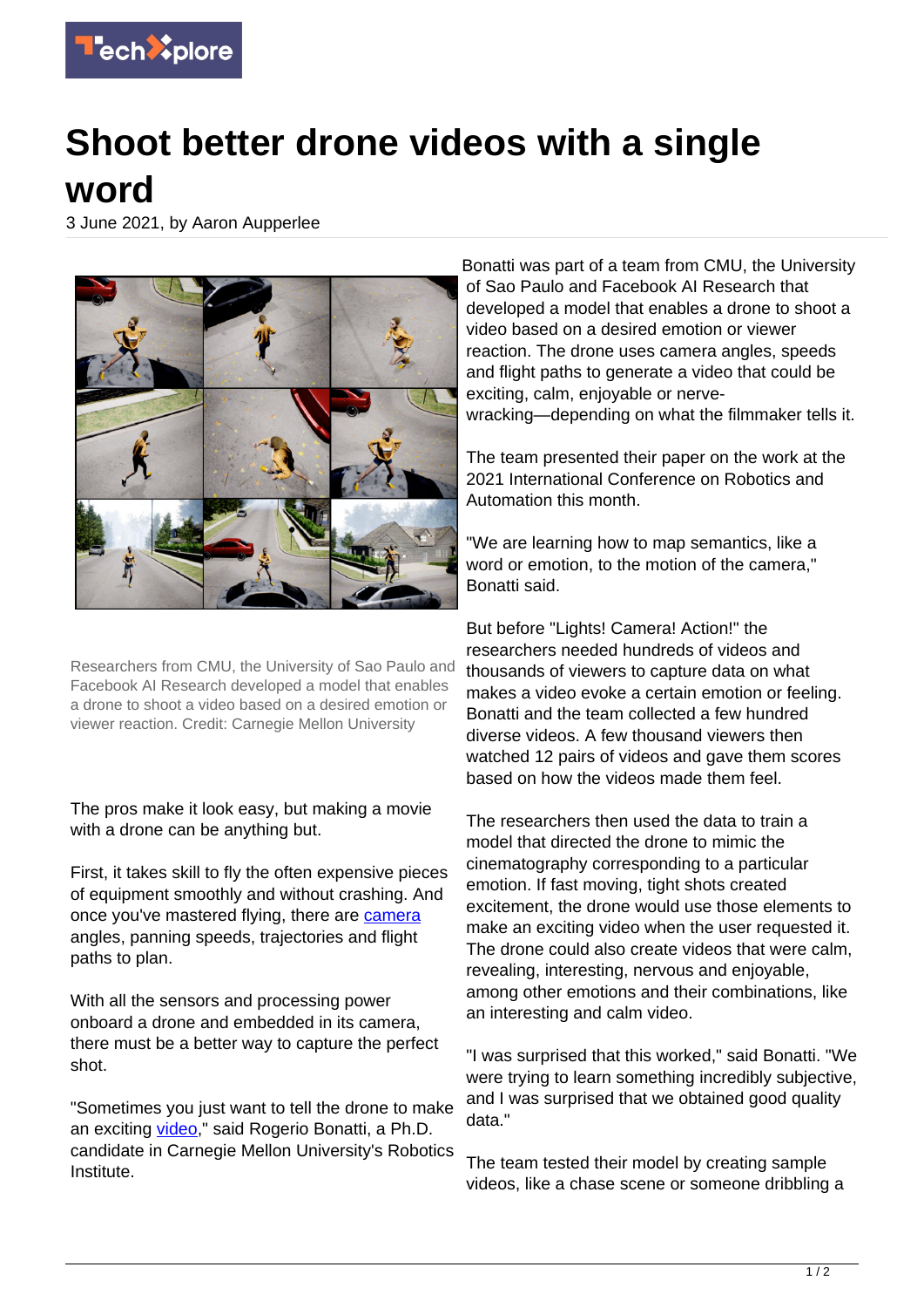# Shoot better drone videos with a single word

3 June 2021, by Aaron Aupperlee

Researchers from CMU, the University of Sao Paulo and Facebook AI Research developed a model that enables a drone to shoot a video based on a desired emotion or viewer reaction. Credit: Carnegie Mellon University

The pros make it look easy, but making a movie with a drone can be anything but.

First, it takes skill to fly the often expensive pieces of equipment smoothly and without crashing. And once you've mastered flying, there are camera angles, panning speeds, trajectories and flight paths to plan.

With all the sensors and processing power onboard a drone and embedded in its camera, there must be a better way to capture the perfect shot.

"Sometimes you just want to tell the drone to make an exciting video," said Rogerio Bonatti, a Ph.D. candidate in Carnegie Mellon University's Robotics Institute.

Bonatti was part of a team from CMU, the University of Sao Paulo and Facebook AI Research that developed a model that enables a drone to shoot a video based on a desired emotion or viewer reaction. The drone uses camera angles, speeds and flight paths to generate a video that could be exciting, calm, enjoyable or nerve-wracking—depending on what the filmmaker tells it.

The team presented their paper on the work at the 2021 International Conference on Robotics and Automation this month.

"We are learning how to map semantics, like a word or emotion, to the motion of the camera," Bonatti said.

But before "Lights! Camera! Action!" the researchers needed hundreds of videos and thousands of viewers to capture data on what makes a video evoke a certain emotion or feeling. Bonatti and the team collected a few hundred diverse videos. A few thousand viewers then watched 12 pairs of videos and gave them scores based on how the videos made them feel.

The researchers then used the data to train a model that directed the drone to mimic the cinematography corresponding to a particular emotion. If fast moving, tight shots created excitement, the drone would use those elements to make an exciting video when the user requested it. The drone could also create videos that were calm, revealing, interesting, nervous and enjoyable, among other emotions and their combinations, like an interesting and calm video.

"I was surprised that this worked," said Bonatti. "We were trying to learn something incredibly subjective, and I was surprised that we obtained good quality data."

The team tested their model by creating sample videos, like a chase scene or someone dribbling a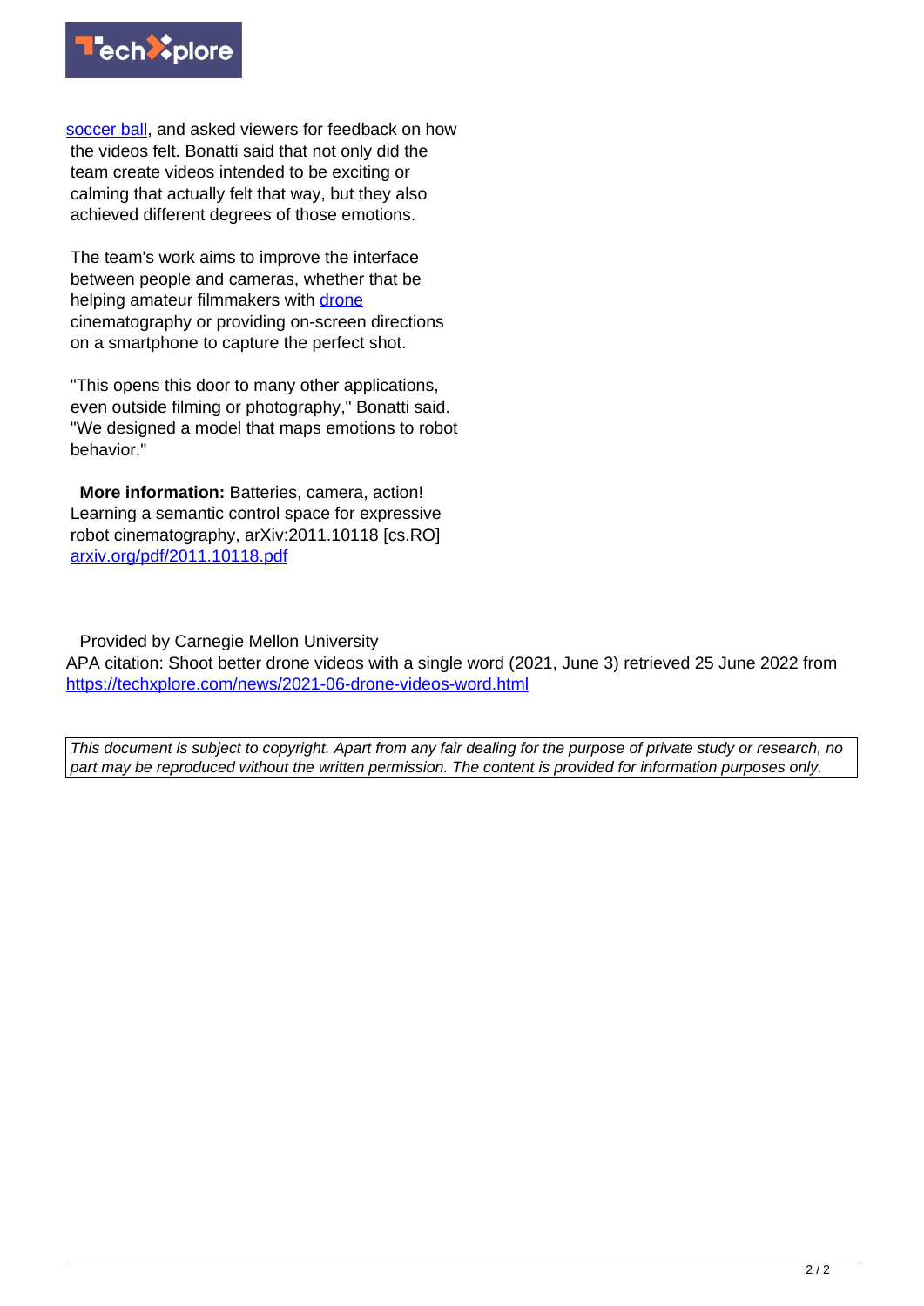soccer ball, and asked viewers for feedback on how the videos felt. Bonatti said that not only did the team create videos intended to be exciting or calming that actually felt that way, but they also achieved different degrees of those emotions.

The team's work aims to improve the interface between people and cameras, whether that be helping amateur filmmakers with drone cinematography or providing on-screen directions on a smartphone to capture the perfect shot.

"This opens this door to many other applications, even outside filming or photography," Bonatti said. "We designed a model that maps emotions to robot behavior."

**More information:** Batteries, camera, action! Learning a semantic control space for expressive robot cinematography, arXiv:2011.10118 [cs.RO] arxiv.org/pdf/2011.10118.pdf

Provided by Carnegie Mellon University

APA citation: Shoot better drone videos with a single word (2021, June 3) retrieved 25 June 2022 from https://techxplore.com/news/2021-06-drone-videos-word.html

*This document is subject to copyright. Apart from any fair dealing for the purpose of private study or research, no part may be reproduced without the written permission. The content is provided for information purposes only.*